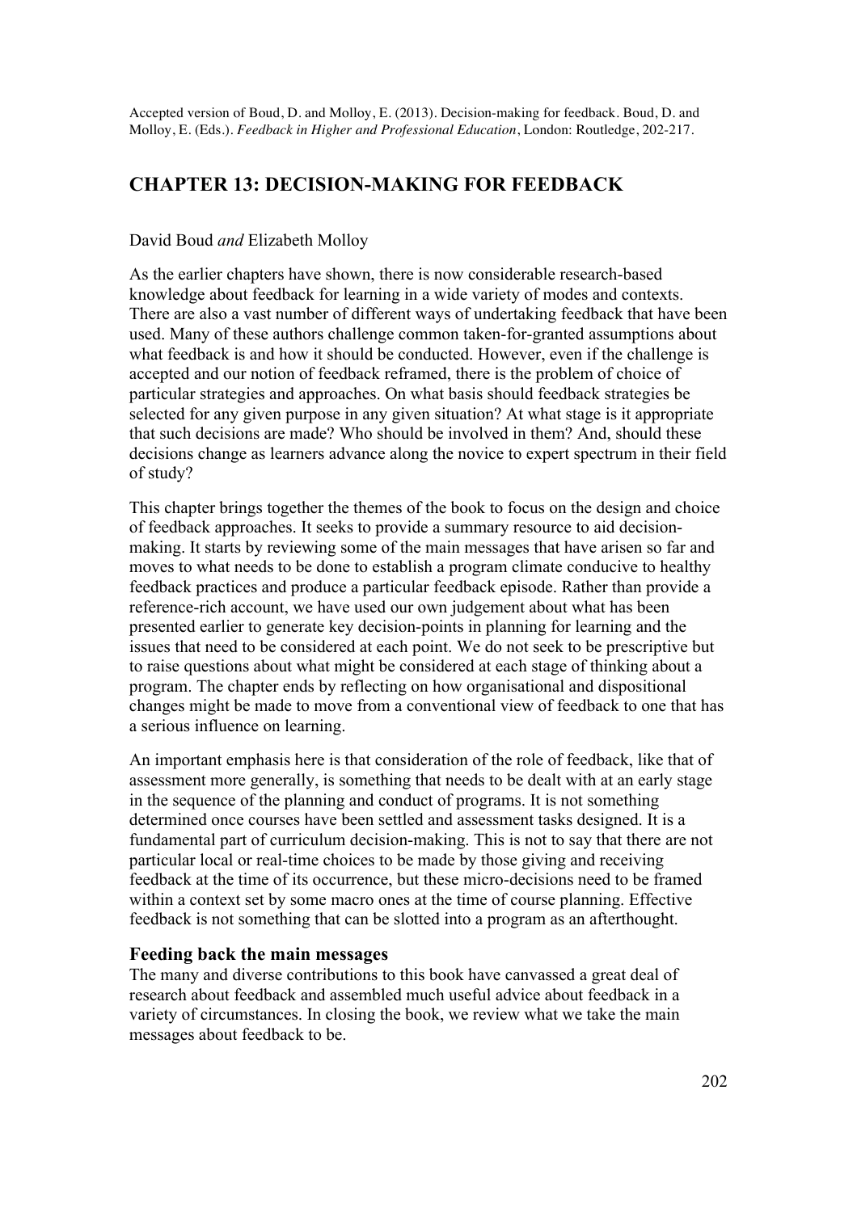Accepted version of Boud, D. and Molloy, E. (2013). Decision-making for feedback. Boud, D. and Molloy, E. (Eds.). *Feedback in Higher and Professional Education*, London: Routledge, 202-217.

# CHAPTER 13: DECISION-MAKING FOR FEEDBACK

David Boud *and* Elizabeth Molloy

As the earlier chapters have shown, there is now considerable research-based knowledge about feedback for learning in a wide variety of modes and contexts. There are also a vast number of different ways of undertaking feedback that have been used. Many of these authors challenge common taken-for-granted assumptions about what feedback is and how it should be conducted. However, even if the challenge is accepted and our notion of feedback reframed, there is the problem of choice of particular strategies and approaches. On what basis should feedback strategies be selected for any given purpose in any given situation? At what stage is it appropriate that such decisions are made? Who should be involved in them? And, should these decisions change as learners advance along the novice to expert spectrum in their field of study?

This chapter brings together the themes of the book to focus on the design and choice of feedback approaches. It seeks to provide a summary resource to aid decision-making. It starts by reviewing some of the main messages that have arisen so far and moves to what needs to be done to establish a program climate conducive to healthy feedback practices and produce a particular feedback episode. Rather than provide a reference-rich account, we have used our own judgement about what has been presented earlier to generate key decision-points in planning for learning and the issues that need to be considered at each point. We do not seek to be prescriptive but to raise questions about what might be considered at each stage of thinking about a program. The chapter ends by reflecting on how organisational and dispositional changes might be made to move from a conventional view of feedback to one that has a serious influence on learning.

An important emphasis here is that consideration of the role of feedback, like that of assessment more generally, is something that needs to be dealt with at an early stage in the sequence of the planning and conduct of programs. It is not something determined once courses have been settled and assessment tasks designed. It is a fundamental part of curriculum decision-making. This is not to say that there are not particular local or real-time choices to be made by those giving and receiving feedback at the time of its occurrence, but these micro-decisions need to be framed within a context set by some macro ones at the time of course planning. Effective feedback is not something that can be slotted into a program as an afterthought.

### Feeding back the main messages

The many and diverse contributions to this book have canvassed a great deal of research about feedback and assembled much useful advice about feedback in a variety of circumstances. In closing the book, we review what we take the main messages about feedback to be.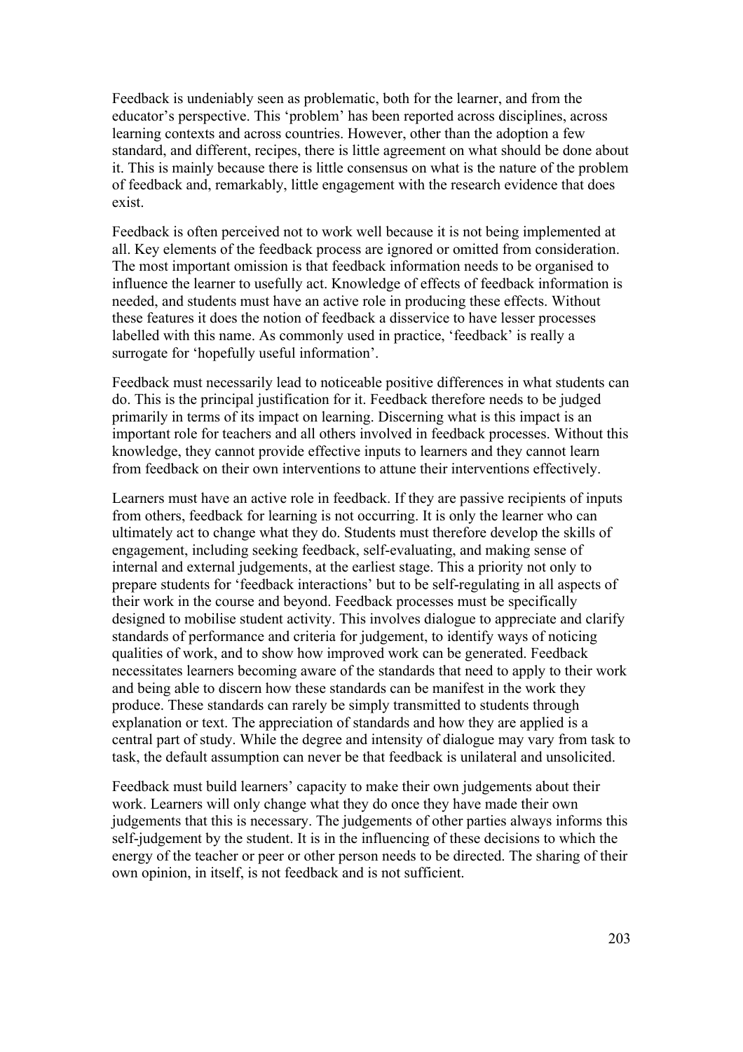Feedback is undeniably seen as problematic, both for the learner, and from the educator's perspective. This 'problem' has been reported across disciplines, across learning contexts and across countries. However, other than the adoption a few standard, and different, recipes, there is little agreement on what should be done about it. This is mainly because there is little consensus on what is the nature of the problem of feedback and, remarkably, little engagement with the research evidence that does exist.

Feedback is often perceived not to work well because it is not being implemented at all. Key elements of the feedback process are ignored or omitted from consideration. The most important omission is that feedback information needs to be organised to influence the learner to usefully act. Knowledge of effects of feedback information is needed, and students must have an active role in producing these effects. Without these features it does the notion of feedback a disservice to have lesser processes labelled with this name. As commonly used in practice, 'feedback' is really a surrogate for 'hopefully useful information'.

Feedback must necessarily lead to noticeable positive differences in what students can do. This is the principal justification for it. Feedback therefore needs to be judged primarily in terms of its impact on learning. Discerning what is this impact is an important role for teachers and all others involved in feedback processes. Without this knowledge, they cannot provide effective inputs to learners and they cannot learn from feedback on their own interventions to attune their interventions effectively.

Learners must have an active role in feedback. If they are passive recipients of inputs from others, feedback for learning is not occurring. It is only the learner who can ultimately act to change what they do. Students must therefore develop the skills of engagement, including seeking feedback, self-evaluating, and making sense of internal and external judgements, at the earliest stage. This a priority not only to prepare students for 'feedback interactions' but to be self-regulating in all aspects of their work in the course and beyond. Feedback processes must be specifically designed to mobilise student activity. This involves dialogue to appreciate and clarify standards of performance and criteria for judgement, to identify ways of noticing qualities of work, and to show how improved work can be generated. Feedback necessitates learners becoming aware of the standards that need to apply to their work and being able to discern how these standards can be manifest in the work they produce. These standards can rarely be simply transmitted to students through explanation or text. The appreciation of standards and how they are applied is a central part of study. While the degree and intensity of dialogue may vary from task to task, the default assumption can never be that feedback is unilateral and unsolicited.

Feedback must build learners' capacity to make their own judgements about their work. Learners will only change what they do once they have made their own judgements that this is necessary. The judgements of other parties always informs this self-judgement by the student. It is in the influencing of these decisions to which the energy of the teacher or peer or other person needs to be directed. The sharing of their own opinion, in itself, is not feedback and is not sufficient.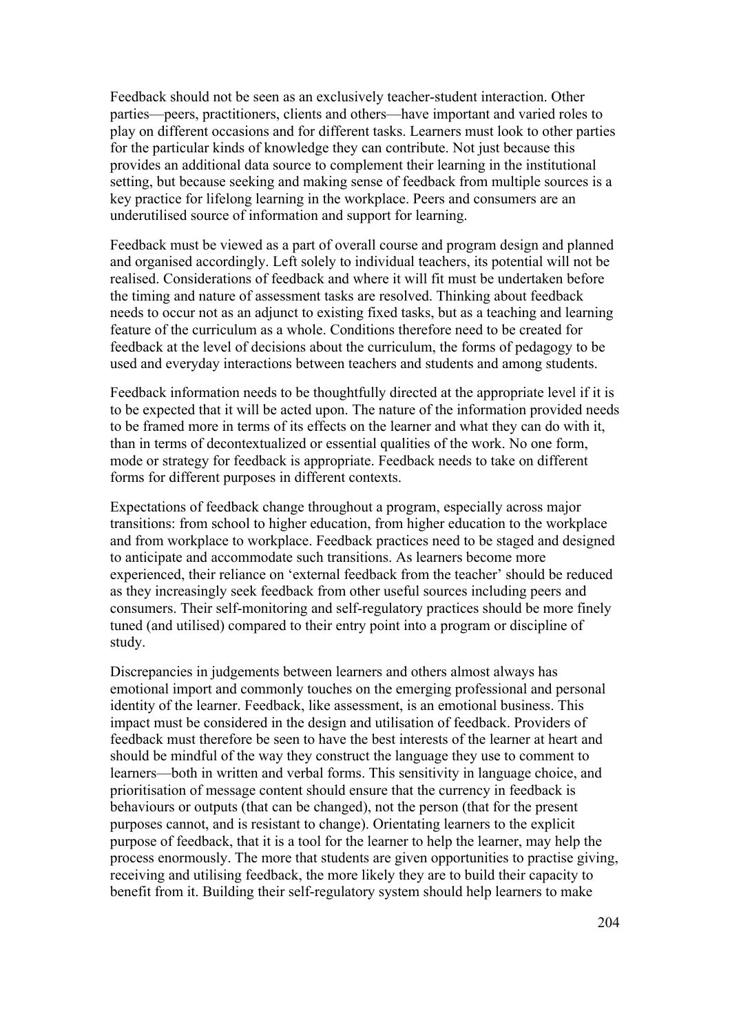Feedback should not be seen as an exclusively teacher-student interaction. Other parties—peers, practitioners, clients and others—have important and varied roles to play on different occasions and for different tasks. Learners must look to other parties for the particular kinds of knowledge they can contribute. Not just because this provides an additional data source to complement their learning in the institutional setting, but because seeking and making sense of feedback from multiple sources is a key practice for lifelong learning in the workplace. Peers and consumers are an underutilised source of information and support for learning.

Feedback must be viewed as a part of overall course and program design and planned and organised accordingly. Left solely to individual teachers, its potential will not be realised. Considerations of feedback and where it will fit must be undertaken before the timing and nature of assessment tasks are resolved. Thinking about feedback needs to occur not as an adjunct to existing fixed tasks, but as a teaching and learning feature of the curriculum as a whole. Conditions therefore need to be created for feedback at the level of decisions about the curriculum, the forms of pedagogy to be used and everyday interactions between teachers and students and among students.

Feedback information needs to be thoughtfully directed at the appropriate level if it is to be expected that it will be acted upon. The nature of the information provided needs to be framed more in terms of its effects on the learner and what they can do with it, than in terms of decontextualized or essential qualities of the work. No one form, mode or strategy for feedback is appropriate. Feedback needs to take on different forms for different purposes in different contexts.

Expectations of feedback change throughout a program, especially across major transitions: from school to higher education, from higher education to the workplace and from workplace to workplace. Feedback practices need to be staged and designed to anticipate and accommodate such transitions. As learners become more experienced, their reliance on 'external feedback from the teacher' should be reduced as they increasingly seek feedback from other useful sources including peers and consumers. Their self-monitoring and self-regulatory practices should be more finely tuned (and utilised) compared to their entry point into a program or discipline of study.

Discrepancies in judgements between learners and others almost always has emotional import and commonly touches on the emerging professional and personal identity of the learner. Feedback, like assessment, is an emotional business. This impact must be considered in the design and utilisation of feedback. Providers of feedback must therefore be seen to have the best interests of the learner at heart and should be mindful of the way they construct the language they use to comment to learners—both in written and verbal forms. This sensitivity in language choice, and prioritisation of message content should ensure that the currency in feedback is behaviours or outputs (that can be changed), not the person (that for the present purposes cannot, and is resistant to change). Orientating learners to the explicit purpose of feedback, that it is a tool for the learner to help the learner, may help the process enormously. The more that students are given opportunities to practise giving, receiving and utilising feedback, the more likely they are to build their capacity to benefit from it. Building their self-regulatory system should help learners to make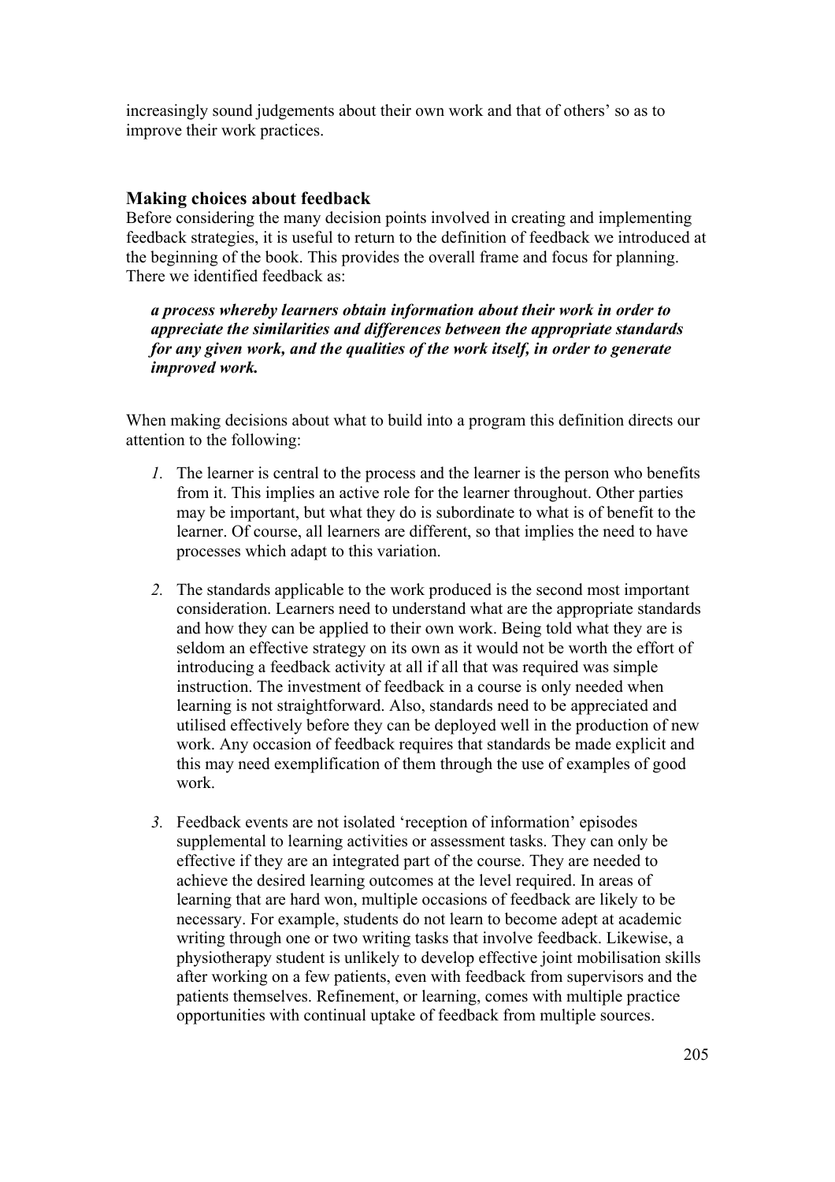increasingly sound judgements about their own work and that of others' so as to improve their work practices.

## Making choices about feedback

Before considering the many decision points involved in creating and implementing feedback strategies, it is useful to return to the definition of feedback we introduced at the beginning of the book. This provides the overall frame and focus for planning. There we identified feedback as:

> ***a process whereby learners obtain information about their work in order to appreciate the similarities and differences between the appropriate standards for any given work, and the qualities of the work itself, in order to generate improved work.***

When making decisions about what to build into a program this definition directs our attention to the following:

1. The learner is central to the process and the learner is the person who benefits from it. This implies an active role for the learner throughout. Other parties may be important, but what they do is subordinate to what is of benefit to the learner. Of course, all learners are different, so that implies the need to have processes which adapt to this variation.

2. The standards applicable to the work produced is the second most important consideration. Learners need to understand what are the appropriate standards and how they can be applied to their own work. Being told what they are is seldom an effective strategy on its own as it would not be worth the effort of introducing a feedback activity at all if all that was required was simple instruction. The investment of feedback in a course is only needed when learning is not straightforward. Also, standards need to be appreciated and utilised effectively before they can be deployed well in the production of new work. Any occasion of feedback requires that standards be made explicit and this may need exemplification of them through the use of examples of good work.

3. Feedback events are not isolated 'reception of information' episodes supplemental to learning activities or assessment tasks. They can only be effective if they are an integrated part of the course. They are needed to achieve the desired learning outcomes at the level required. In areas of learning that are hard won, multiple occasions of feedback are likely to be necessary. For example, students do not learn to become adept at academic writing through one or two writing tasks that involve feedback. Likewise, a physiotherapy student is unlikely to develop effective joint mobilisation skills after working on a few patients, even with feedback from supervisors and the patients themselves. Refinement, or learning, comes with multiple practice opportunities with continual uptake of feedback from multiple sources.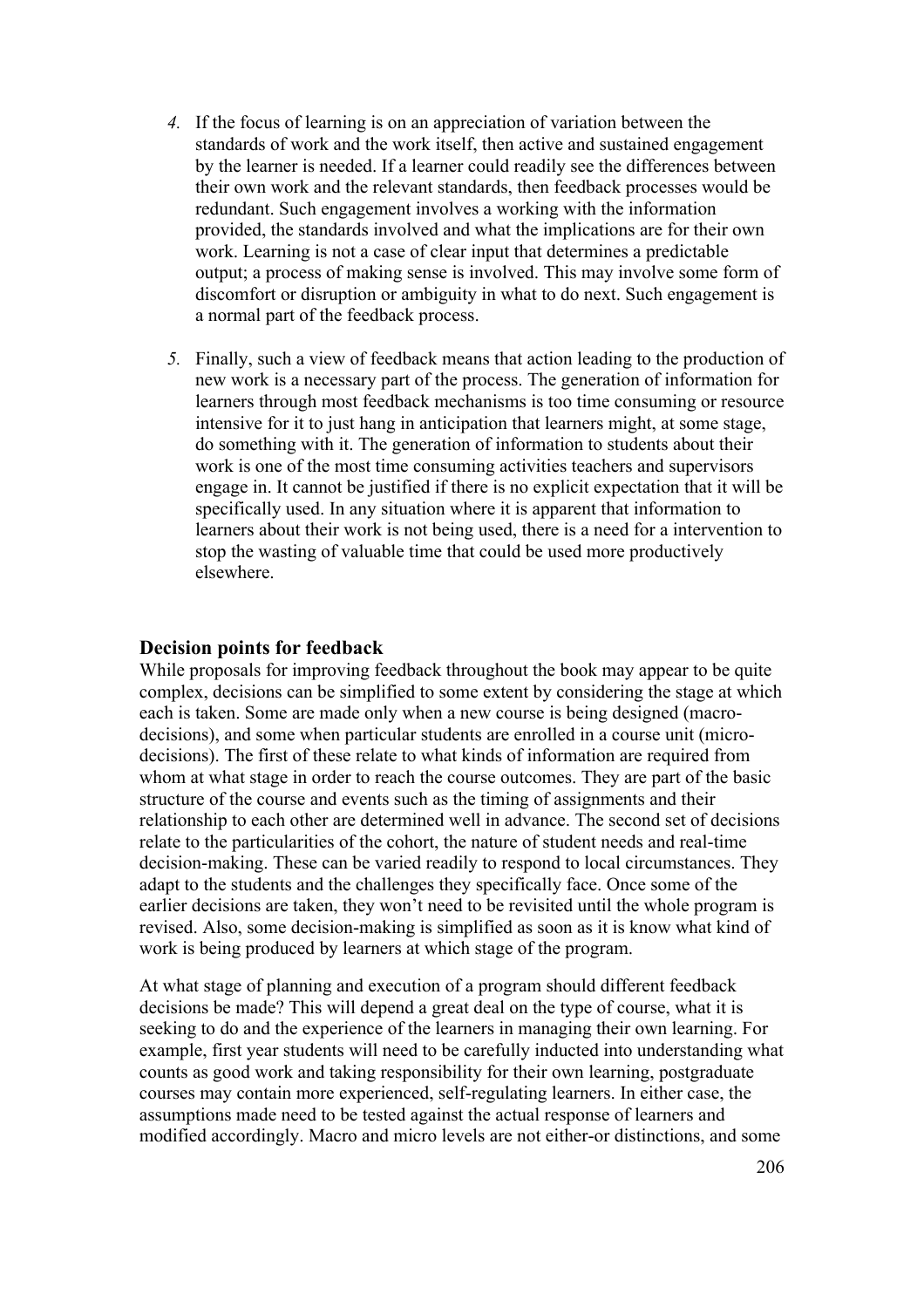4. If the focus of learning is on an appreciation of variation between the standards of work and the work itself, then active and sustained engagement by the learner is needed. If a learner could readily see the differences between their own work and the relevant standards, then feedback processes would be redundant. Such engagement involves a working with the information provided, the standards involved and what the implications are for their own work. Learning is not a case of clear input that determines a predictable output; a process of making sense is involved. This may involve some form of discomfort or disruption or ambiguity in what to do next. Such engagement is a normal part of the feedback process.

5. Finally, such a view of feedback means that action leading to the production of new work is a necessary part of the process. The generation of information for learners through most feedback mechanisms is too time consuming or resource intensive for it to just hang in anticipation that learners might, at some stage, do something with it. The generation of information to students about their work is one of the most time consuming activities teachers and supervisors engage in. It cannot be justified if there is no explicit expectation that it will be specifically used. In any situation where it is apparent that information to learners about their work is not being used, there is a need for a intervention to stop the wasting of valuable time that could be used more productively elsewhere.

## Decision points for feedback

While proposals for improving feedback throughout the book may appear to be quite complex, decisions can be simplified to some extent by considering the stage at which each is taken. Some are made only when a new course is being designed (macro-decisions), and some when particular students are enrolled in a course unit (micro-decisions). The first of these relate to what kinds of information are required from whom at what stage in order to reach the course outcomes. They are part of the basic structure of the course and events such as the timing of assignments and their relationship to each other are determined well in advance. The second set of decisions relate to the particularities of the cohort, the nature of student needs and real-time decision-making. These can be varied readily to respond to local circumstances. They adapt to the students and the challenges they specifically face. Once some of the earlier decisions are taken, they won't need to be revisited until the whole program is revised. Also, some decision-making is simplified as soon as it is know what kind of work is being produced by learners at which stage of the program.

At what stage of planning and execution of a program should different feedback decisions be made? This will depend a great deal on the type of course, what it is seeking to do and the experience of the learners in managing their own learning. For example, first year students will need to be carefully inducted into understanding what counts as good work and taking responsibility for their own learning, postgraduate courses may contain more experienced, self-regulating learners. In either case, the assumptions made need to be tested against the actual response of learners and modified accordingly. Macro and micro levels are not either-or distinctions, and some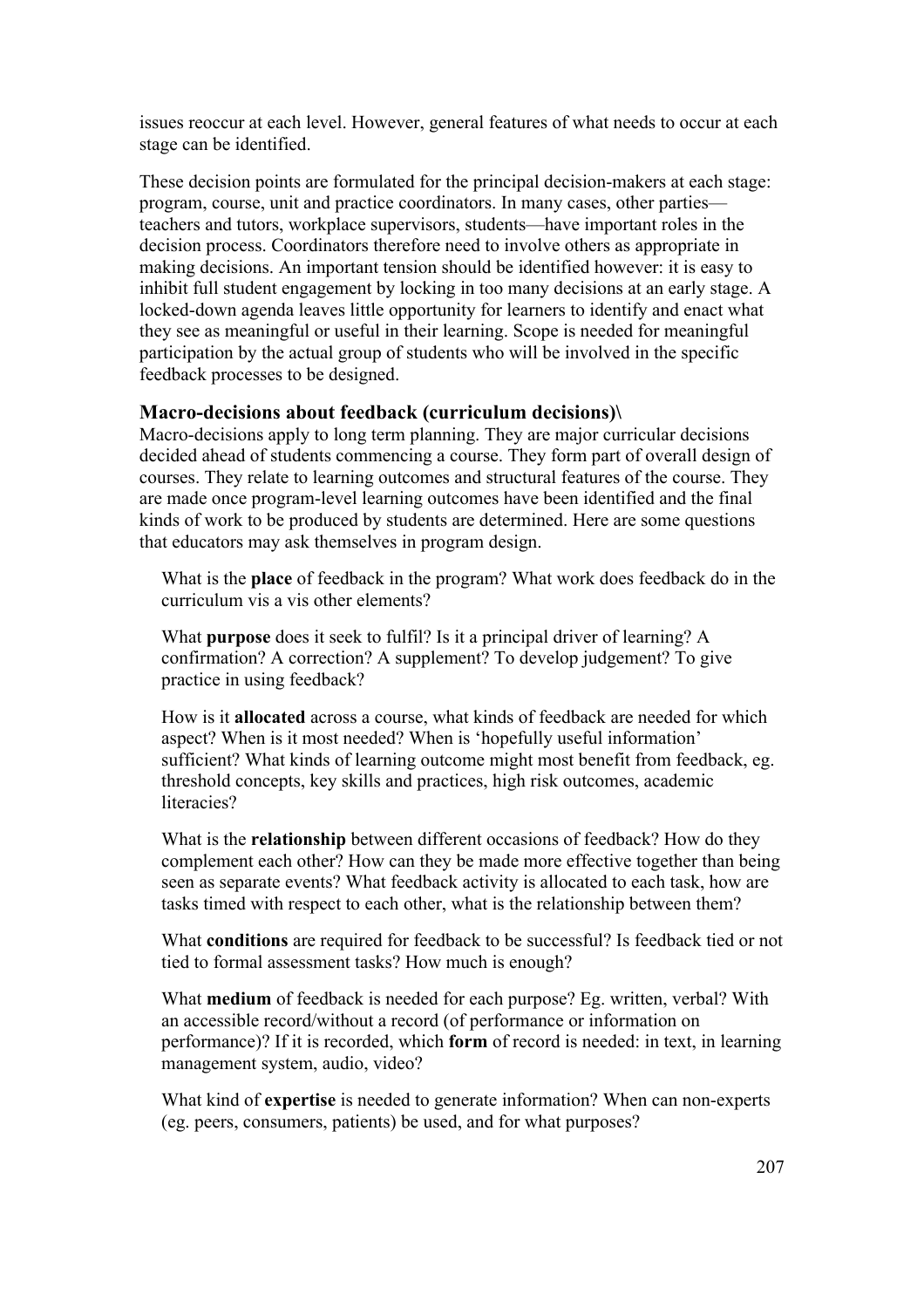issues reoccur at each level. However, general features of what needs to occur at each stage can be identified.

These decision points are formulated for the principal decision-makers at each stage: program, course, unit and practice coordinators. In many cases, other parties—teachers and tutors, workplace supervisors, students—have important roles in the decision process. Coordinators therefore need to involve others as appropriate in making decisions. An important tension should be identified however: it is easy to inhibit full student engagement by locking in too many decisions at an early stage. A locked-down agenda leaves little opportunity for learners to identify and enact what they see as meaningful or useful in their learning. Scope is needed for meaningful participation by the actual group of students who will be involved in the specific feedback processes to be designed.

### Macro-decisions about feedback (curriculum decisions)\

Macro-decisions apply to long term planning. They are major curricular decisions decided ahead of students commencing a course. They form part of overall design of courses. They relate to learning outcomes and structural features of the course. They are made once program-level learning outcomes have been identified and the final kinds of work to be produced by students are determined. Here are some questions that educators may ask themselves in program design.

What is the **place** of feedback in the program? What work does feedback do in the curriculum vis a vis other elements?

What **purpose** does it seek to fulfil? Is it a principal driver of learning? A confirmation? A correction? A supplement? To develop judgement? To give practice in using feedback?

How is it **allocated** across a course, what kinds of feedback are needed for which aspect? When is it most needed? When is 'hopefully useful information' sufficient? What kinds of learning outcome might most benefit from feedback, eg. threshold concepts, key skills and practices, high risk outcomes, academic literacies?

What is the **relationship** between different occasions of feedback? How do they complement each other? How can they be made more effective together than being seen as separate events? What feedback activity is allocated to each task, how are tasks timed with respect to each other, what is the relationship between them?

What **conditions** are required for feedback to be successful? Is feedback tied or not tied to formal assessment tasks? How much is enough?

What **medium** of feedback is needed for each purpose? Eg. written, verbal? With an accessible record/without a record (of performance or information on performance)? If it is recorded, which **form** of record is needed: in text, in learning management system, audio, video?

What kind of **expertise** is needed to generate information? When can non-experts (eg. peers, consumers, patients) be used, and for what purposes?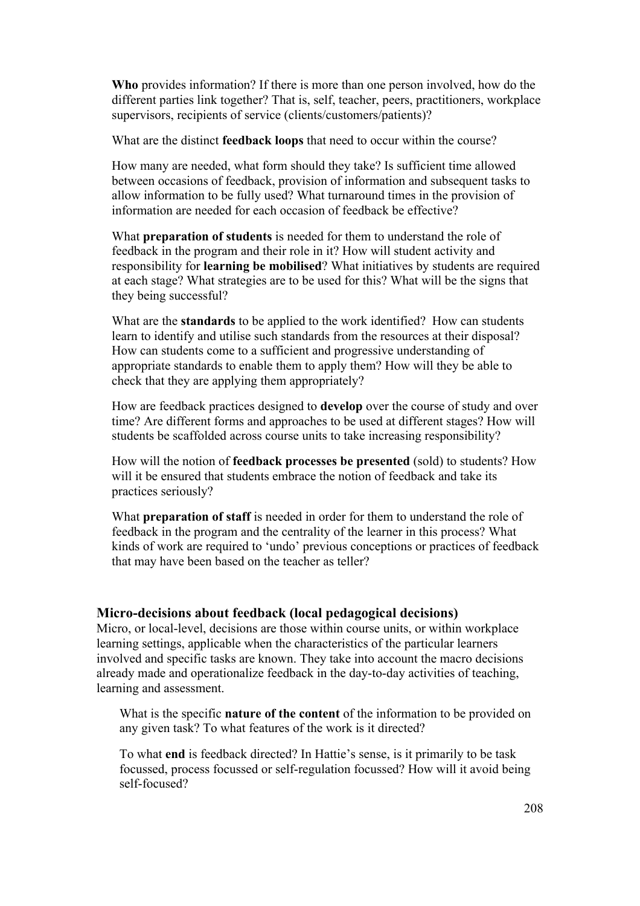**Who** provides information? If there is more than one person involved, how do the different parties link together? That is, self, teacher, peers, practitioners, workplace supervisors, recipients of service (clients/customers/patients)?

What are the distinct **feedback loops** that need to occur within the course?

How many are needed, what form should they take? Is sufficient time allowed between occasions of feedback, provision of information and subsequent tasks to allow information to be fully used? What turnaround times in the provision of information are needed for each occasion of feedback be effective?

What **preparation of students** is needed for them to understand the role of feedback in the program and their role in it? How will student activity and responsibility for **learning be mobilised**? What initiatives by students are required at each stage? What strategies are to be used for this? What will be the signs that they being successful?

What are the **standards** to be applied to the work identified? How can students learn to identify and utilise such standards from the resources at their disposal? How can students come to a sufficient and progressive understanding of appropriate standards to enable them to apply them? How will they be able to check that they are applying them appropriately?

How are feedback practices designed to **develop** over the course of study and over time? Are different forms and approaches to be used at different stages? How will students be scaffolded across course units to take increasing responsibility?

How will the notion of **feedback processes be presented** (sold) to students? How will it be ensured that students embrace the notion of feedback and take its practices seriously?

What **preparation of staff** is needed in order for them to understand the role of feedback in the program and the centrality of the learner in this process? What kinds of work are required to 'undo' previous conceptions or practices of feedback that may have been based on the teacher as teller?

### Micro-decisions about feedback (local pedagogical decisions)

Micro, or local-level, decisions are those within course units, or within workplace learning settings, applicable when the characteristics of the particular learners involved and specific tasks are known. They take into account the macro decisions already made and operationalize feedback in the day-to-day activities of teaching, learning and assessment.

What is the specific **nature of the content** of the information to be provided on any given task? To what features of the work is it directed?

To what **end** is feedback directed? In Hattie's sense, is it primarily to be task focussed, process focussed or self-regulation focussed? How will it avoid being self-focused?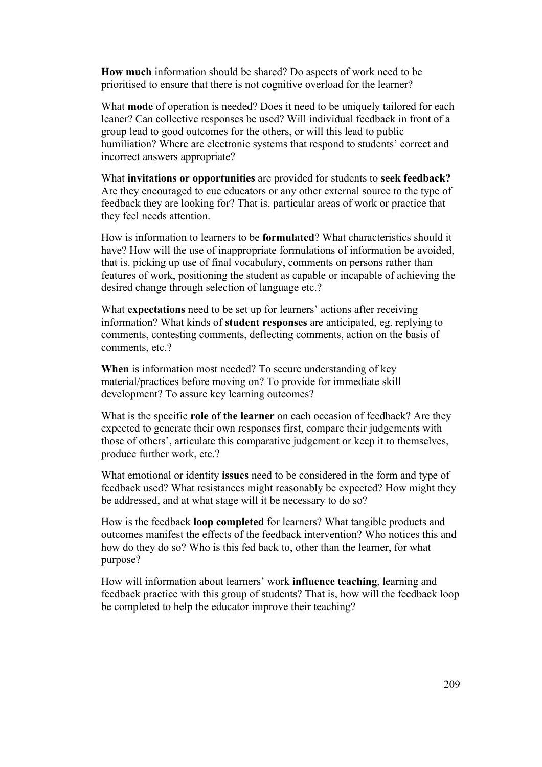**How much** information should be shared? Do aspects of work need to be prioritised to ensure that there is not cognitive overload for the learner?

What **mode** of operation is needed? Does it need to be uniquely tailored for each leaner? Can collective responses be used? Will individual feedback in front of a group lead to good outcomes for the others, or will this lead to public humiliation? Where are electronic systems that respond to students' correct and incorrect answers appropriate?

What **invitations or opportunities** are provided for students to **seek feedback?** Are they encouraged to cue educators or any other external source to the type of feedback they are looking for? That is, particular areas of work or practice that they feel needs attention.

How is information to learners to be **formulated**? What characteristics should it have? How will the use of inappropriate formulations of information be avoided, that is. picking up use of final vocabulary, comments on persons rather than features of work, positioning the student as capable or incapable of achieving the desired change through selection of language etc.?

What **expectations** need to be set up for learners' actions after receiving information? What kinds of **student responses** are anticipated, eg. replying to comments, contesting comments, deflecting comments, action on the basis of comments, etc.?

**When** is information most needed? To secure understanding of key material/practices before moving on? To provide for immediate skill development? To assure key learning outcomes?

What is the specific **role of the learner** on each occasion of feedback? Are they expected to generate their own responses first, compare their judgements with those of others', articulate this comparative judgement or keep it to themselves, produce further work, etc.?

What emotional or identity **issues** need to be considered in the form and type of feedback used? What resistances might reasonably be expected? How might they be addressed, and at what stage will it be necessary to do so?

How is the feedback **loop completed** for learners? What tangible products and outcomes manifest the effects of the feedback intervention? Who notices this and how do they do so? Who is this fed back to, other than the learner, for what purpose?

How will information about learners' work **influence teaching**, learning and feedback practice with this group of students? That is, how will the feedback loop be completed to help the educator improve their teaching?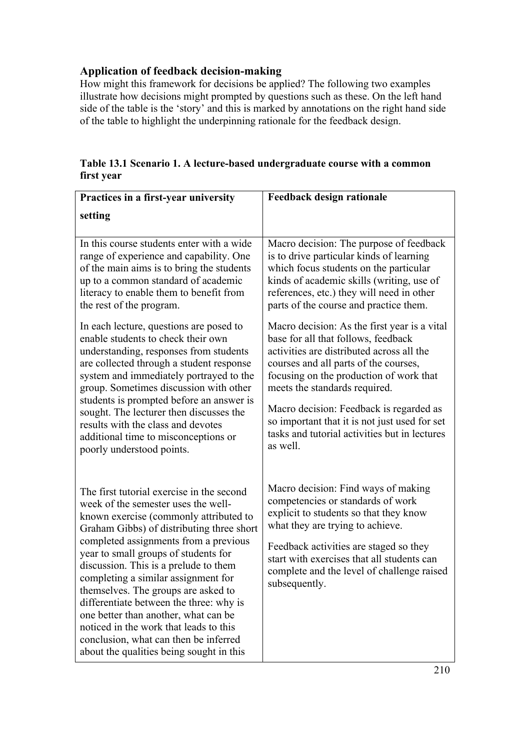### Application of feedback decision-making

How might this framework for decisions be applied? The following two examples illustrate how decisions might prompted by questions such as these. On the left hand side of the table is the 'story' and this is marked by annotations on the right hand side of the table to highlight the underpinning rationale for the feedback design.

**Table 13.1 Scenario 1. A lecture-based undergraduate course with a common first year**

| Practices in a first-year university setting | Feedback design rationale |
|---|---|
| In this course students enter with a wide range of experience and capability. One of the main aims is to bring the students up to a common standard of academic literacy to enable them to benefit from the rest of the program. | Macro decision: The purpose of feedback is to drive particular kinds of learning which focus students on the particular kinds of academic skills (writing, use of references, etc.) they will need in other parts of the course and practice them. |
| In each lecture, questions are posed to enable students to check their own understanding, responses from students are collected through a student response system and immediately portrayed to the group. Sometimes discussion with other students is prompted before an answer is sought. The lecturer then discusses the results with the class and devotes additional time to misconceptions or poorly understood points. | Macro decision: As the first year is a vital base for all that follows, feedback activities are distributed across all the courses and all parts of the courses, focusing on the production of work that meets the standards required.<br><br>Macro decision: Feedback is regarded as so important that it is not just used for set tasks and tutorial activities but in lectures as well. |
| The first tutorial exercise in the second week of the semester uses the well-known exercise (commonly attributed to Graham Gibbs) of distributing three short completed assignments from a previous year to small groups of students for discussion. This is a prelude to them completing a similar assignment for themselves. The groups are asked to differentiate between the three: why is one better than another, what can be noticed in the work that leads to this conclusion, what can then be inferred about the qualities being sought in this | Macro decision: Find ways of making competencies or standards of work explicit to students so that they know what they are trying to achieve.<br><br>Feedback activities are staged so they start with exercises that all students can complete and the level of challenge raised subsequently. |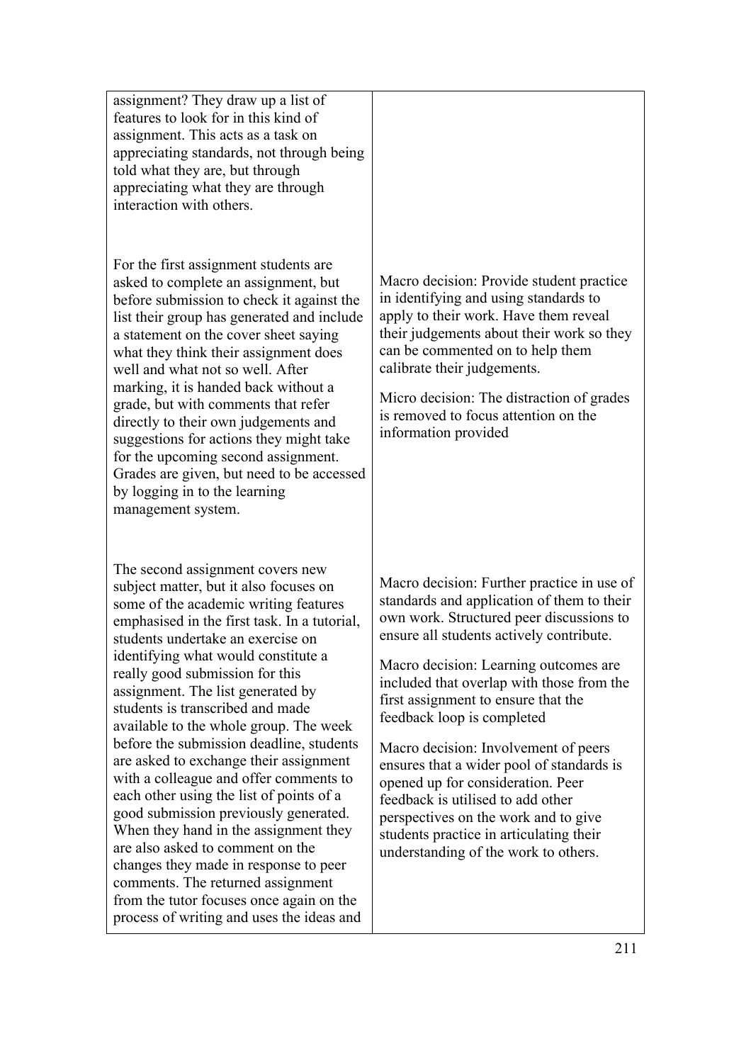| | |
|---|---|
| assignment? They draw up a list of features to look for in this kind of assignment. This acts as a task on appreciating standards, not through being told what they are, but through appreciating what they are through interaction with others. | |
| For the first assignment students are asked to complete an assignment, but before submission to check it against the list their group has generated and include a statement on the cover sheet saying what they think their assignment does well and what not so well. After marking, it is handed back without a grade, but with comments that refer directly to their own judgements and suggestions for actions they might take for the upcoming second assignment. Grades are given, but need to be accessed by logging in to the learning management system. | Macro decision: Provide student practice in identifying and using standards to apply to their work. Have them reveal their judgements about their work so they can be commented on to help them calibrate their judgements.<br><br>Micro decision: The distraction of grades is removed to focus attention on the information provided |
| The second assignment covers new subject matter, but it also focuses on some of the academic writing features emphasised in the first task. In a tutorial, students undertake an exercise on identifying what would constitute a really good submission for this assignment. The list generated by students is transcribed and made available to the whole group. The week before the submission deadline, students are asked to exchange their assignment with a colleague and offer comments to each other using the list of points of a good submission previously generated. When they hand in the assignment they are also asked to comment on the changes they made in response to peer comments. The returned assignment from the tutor focuses once again on the process of writing and uses the ideas and | Macro decision: Further practice in use of standards and application of them to their own work. Structured peer discussions to ensure all students actively contribute.<br><br>Macro decision: Learning outcomes are included that overlap with those from the first assignment to ensure that the feedback loop is completed<br><br>Macro decision: Involvement of peers ensures that a wider pool of standards is opened up for consideration. Peer feedback is utilised to add other perspectives on the work and to give students practice in articulating their understanding of the work to others. |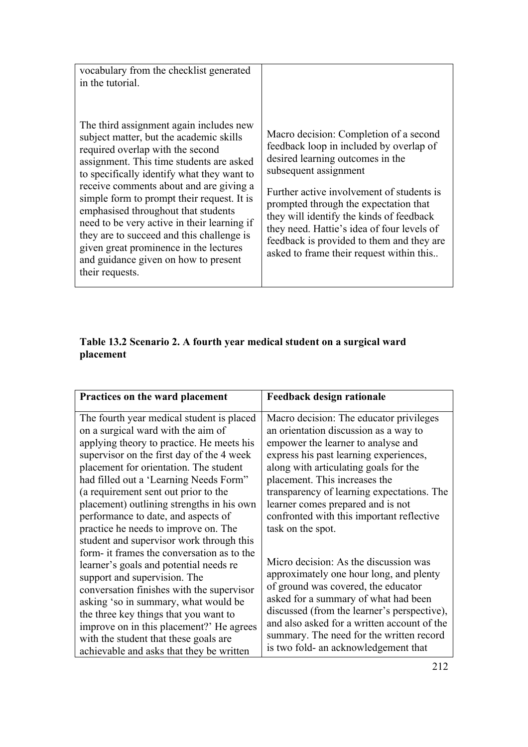| | |
|---|---|
| vocabulary from the checklist generated in the tutorial. | |
| The third assignment again includes new subject matter, but the academic skills required overlap with the second assignment. This time students are asked to specifically identify what they want to receive comments about and are giving a simple form to prompt their request. It is emphasised throughout that students need to be very active in their learning if they are to succeed and this challenge is given great prominence in the lectures and guidance given on how to present their requests. | Macro decision: Completion of a second feedback loop in included by overlap of desired learning outcomes in the subsequent assignment<br><br>Further active involvement of students is prompted through the expectation that they will identify the kinds of feedback they need. Hattie's idea of four levels of feedback is provided to them and they are asked to frame their request within this.. |

**Table 13.2 Scenario 2. A fourth year medical student on a surgical ward placement**

| Practices on the ward placement | Feedback design rationale |
|---|---|
| The fourth year medical student is placed on a surgical ward with the aim of applying theory to practice. He meets his supervisor on the first day of the 4 week placement for orientation. The student had filled out a 'Learning Needs Form" (a requirement sent out prior to the placement) outlining strengths in his own performance to date, and aspects of practice he needs to improve on. The student and supervisor work through this form- it frames the conversation as to the learner's goals and potential needs re support and supervision. The conversation finishes with the supervisor asking 'so in summary, what would be the three key things that you want to improve on in this placement?' He agrees with the student that these goals are achievable and asks that they be written | Macro decision: The educator privileges an orientation discussion as a way to empower the learner to analyse and express his past learning experiences, along with articulating goals for the placement. This increases the transparency of learning expectations. The learner comes prepared and is not confronted with this important reflective task on the spot.<br><br>Micro decision: As the discussion was approximately one hour long, and plenty of ground was covered, the educator asked for a summary of what had been discussed (from the learner's perspective), and also asked for a written account of the summary. The need for the written record is two fold- an acknowledgement that |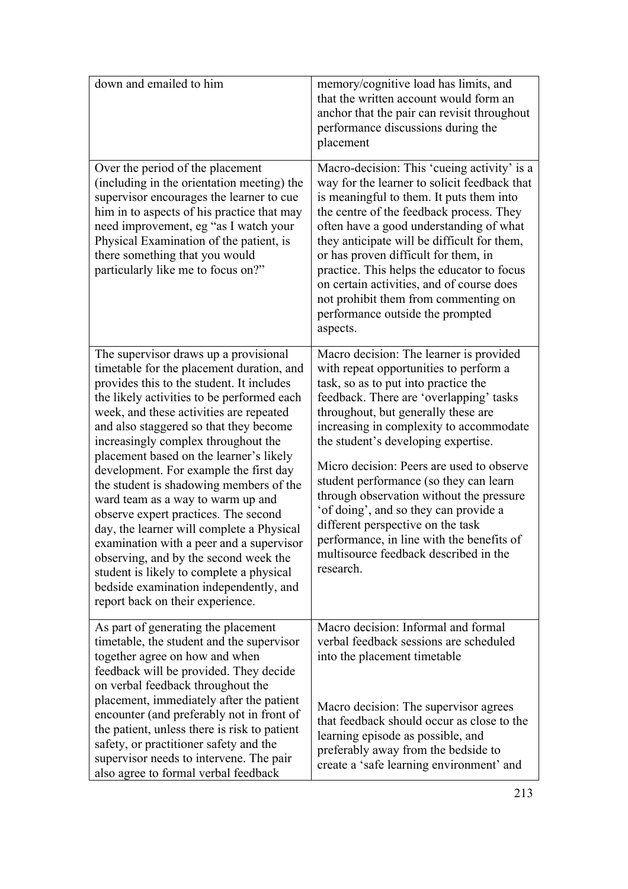| | |
|---|---|
| down and emailed to him | memory/cognitive load has limits, and that the written account would form an anchor that the pair can revisit throughout performance discussions during the placement |
| Over the period of the placement (including in the orientation meeting) the supervisor encourages the learner to cue him in to aspects of his practice that may need improvement, eg "as I watch your Physical Examination of the patient, is there something that you would particularly like me to focus on?" | Macro-decision: This 'cueing activity' is a way for the learner to solicit feedback that is meaningful to them. It puts them into the centre of the feedback process. They often have a good understanding of what they anticipate will be difficult for them, or has proven difficult for them, in practice. This helps the educator to focus on certain activities, and of course does not prohibit them from commenting on performance outside the prompted aspects. |
| The supervisor draws up a provisional timetable for the placement duration, and provides this to the student. It includes the likely activities to be performed each week, and these activities are repeated and also staggered so that they become increasingly complex throughout the placement based on the learner's likely development. For example the first day the student is shadowing members of the ward team as a way to warm up and observe expert practices. The second day, the learner will complete a Physical examination with a peer and a supervisor observing, and by the second week the student is likely to complete a physical bedside examination independently, and report back on their experience. | Macro decision: The learner is provided with repeat opportunities to perform a task, so as to put into practice the feedback. There are 'overlapping' tasks throughout, but generally these are increasing in complexity to accommodate the student's developing expertise.<br><br>Micro decision: Peers are used to observe student performance (so they can learn through observation without the pressure 'of doing', and so they can provide a different perspective on the task performance, in line with the benefits of multisource feedback described in the research. |
| As part of generating the placement timetable, the student and the supervisor together agree on how and when feedback will be provided. They decide on verbal feedback throughout the placement, immediately after the patient encounter (and preferably not in front of the patient, unless there is risk to patient safety, or practitioner safety and the supervisor needs to intervene. The pair also agree to formal verbal feedback | Macro decision: Informal and formal verbal feedback sessions are scheduled into the placement timetable<br><br>Macro decision: The supervisor agrees that feedback should occur as close to the learning episode as possible, and preferably away from the bedside to create a 'safe learning environment' and |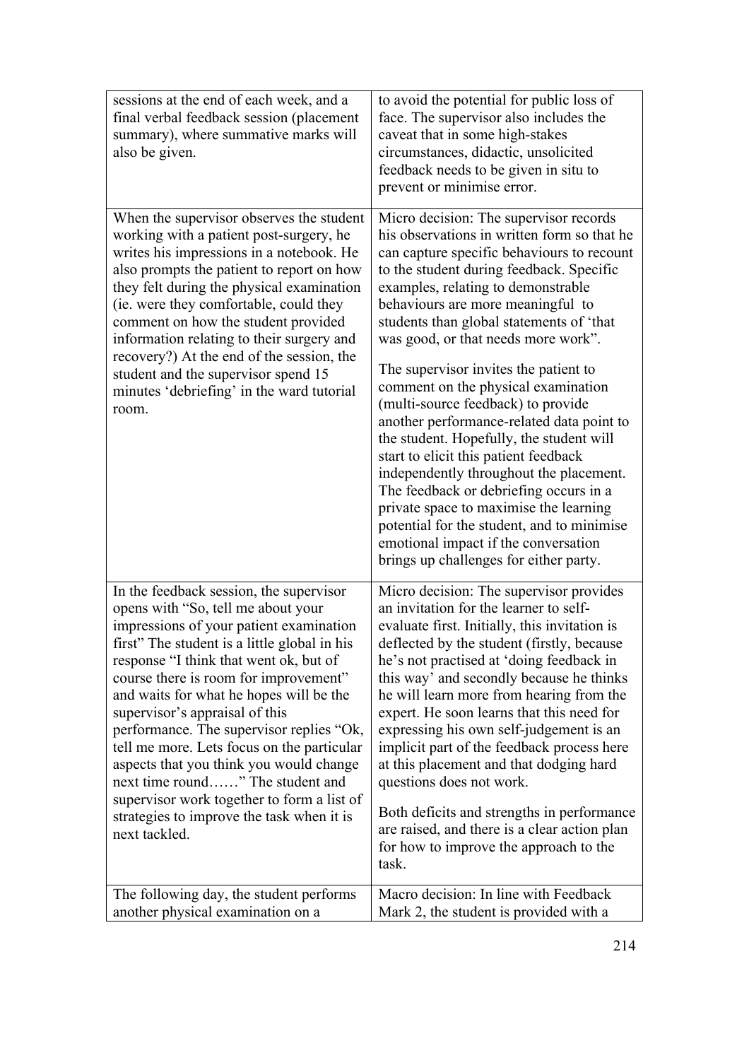| | |
|---|---|
| sessions at the end of each week, and a final verbal feedback session (placement summary), where summative marks will also be given. | to avoid the potential for public loss of face. The supervisor also includes the caveat that in some high-stakes circumstances, didactic, unsolicited feedback needs to be given in situ to prevent or minimise error. |
| When the supervisor observes the student working with a patient post-surgery, he writes his impressions in a notebook. He also prompts the patient to report on how they felt during the physical examination (ie. were they comfortable, could they comment on how the student provided information relating to their surgery and recovery?) At the end of the session, the student and the supervisor spend 15 minutes 'debriefing' in the ward tutorial room. | Micro decision: The supervisor records his observations in written form so that he can capture specific behaviours to recount to the student during feedback. Specific examples, relating to demonstrable behaviours are more meaningful to students than global statements of 'that was good, or that needs more work".<br><br>The supervisor invites the patient to comment on the physical examination (multi-source feedback) to provide another performance-related data point to the student. Hopefully, the student will start to elicit this patient feedback independently throughout the placement. The feedback or debriefing occurs in a private space to maximise the learning potential for the student, and to minimise emotional impact if the conversation brings up challenges for either party. |
| In the feedback session, the supervisor opens with "So, tell me about your impressions of your patient examination first" The student is a little global in his response "I think that went ok, but of course there is room for improvement" and waits for what he hopes will be the supervisor's appraisal of this performance. The supervisor replies "Ok, tell me more. Lets focus on the particular aspects that you think you would change next time round……" The student and supervisor work together to form a list of strategies to improve the task when it is next tackled. | Micro decision: The supervisor provides an invitation for the learner to self-evaluate first. Initially, this invitation is deflected by the student (firstly, because he's not practised at 'doing feedback in this way' and secondly because he thinks he will learn more from hearing from the expert. He soon learns that this need for expressing his own self-judgement is an implicit part of the feedback process here at this placement and that dodging hard questions does not work.<br><br>Both deficits and strengths in performance are raised, and there is a clear action plan for how to improve the approach to the task. |
| The following day, the student performs another physical examination on a | Macro decision: In line with Feedback Mark 2, the student is provided with a |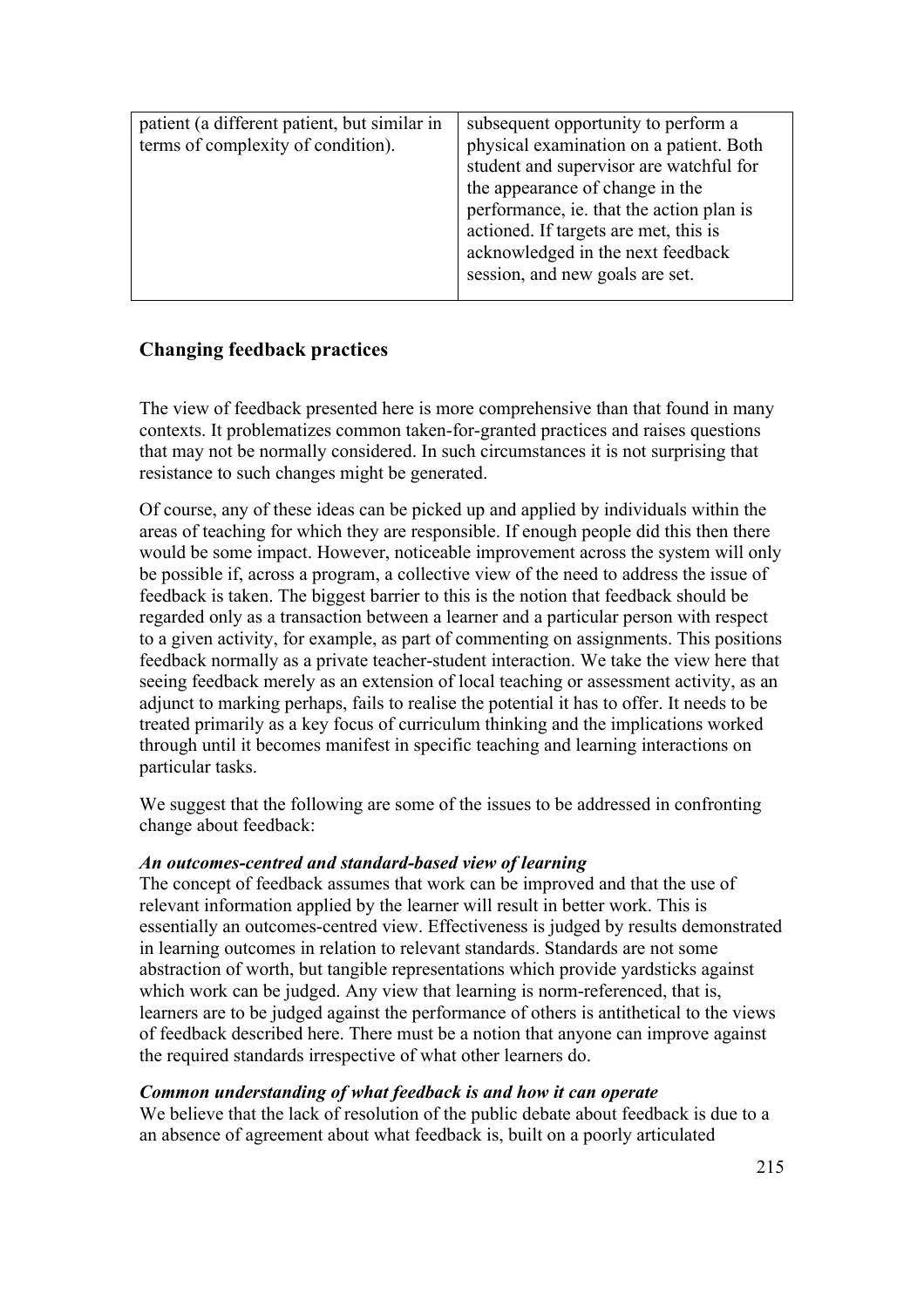| | |
|---|---|
| patient (a different patient, but similar in terms of complexity of condition). | subsequent opportunity to perform a physical examination on a patient. Both student and supervisor are watchful for the appearance of change in the performance, ie. that the action plan is actioned. If targets are met, this is acknowledged in the next feedback session, and new goals are set. |

## Changing feedback practices

The view of feedback presented here is more comprehensive than that found in many contexts. It problematizes common taken-for-granted practices and raises questions that may not be normally considered. In such circumstances it is not surprising that resistance to such changes might be generated.

Of course, any of these ideas can be picked up and applied by individuals within the areas of teaching for which they are responsible. If enough people did this then there would be some impact. However, noticeable improvement across the system will only be possible if, across a program, a collective view of the need to address the issue of feedback is taken. The biggest barrier to this is the notion that feedback should be regarded only as a transaction between a learner and a particular person with respect to a given activity, for example, as part of commenting on assignments. This positions feedback normally as a private teacher-student interaction. We take the view here that seeing feedback merely as an extension of local teaching or assessment activity, as an adjunct to marking perhaps, fails to realise the potential it has to offer. It needs to be treated primarily as a key focus of curriculum thinking and the implications worked through until it becomes manifest in specific teaching and learning interactions on particular tasks.

We suggest that the following are some of the issues to be addressed in confronting change about feedback:

***An outcomes-centred and standard-based view of learning***
The concept of feedback assumes that work can be improved and that the use of relevant information applied by the learner will result in better work. This is essentially an outcomes-centred view. Effectiveness is judged by results demonstrated in learning outcomes in relation to relevant standards. Standards are not some abstraction of worth, but tangible representations which provide yardsticks against which work can be judged. Any view that learning is norm-referenced, that is, learners are to be judged against the performance of others is antithetical to the views of feedback described here. There must be a notion that anyone can improve against the required standards irrespective of what other learners do.

***Common understanding of what feedback is and how it can operate***
We believe that the lack of resolution of the public debate about feedback is due to a an absence of agreement about what feedback is, built on a poorly articulated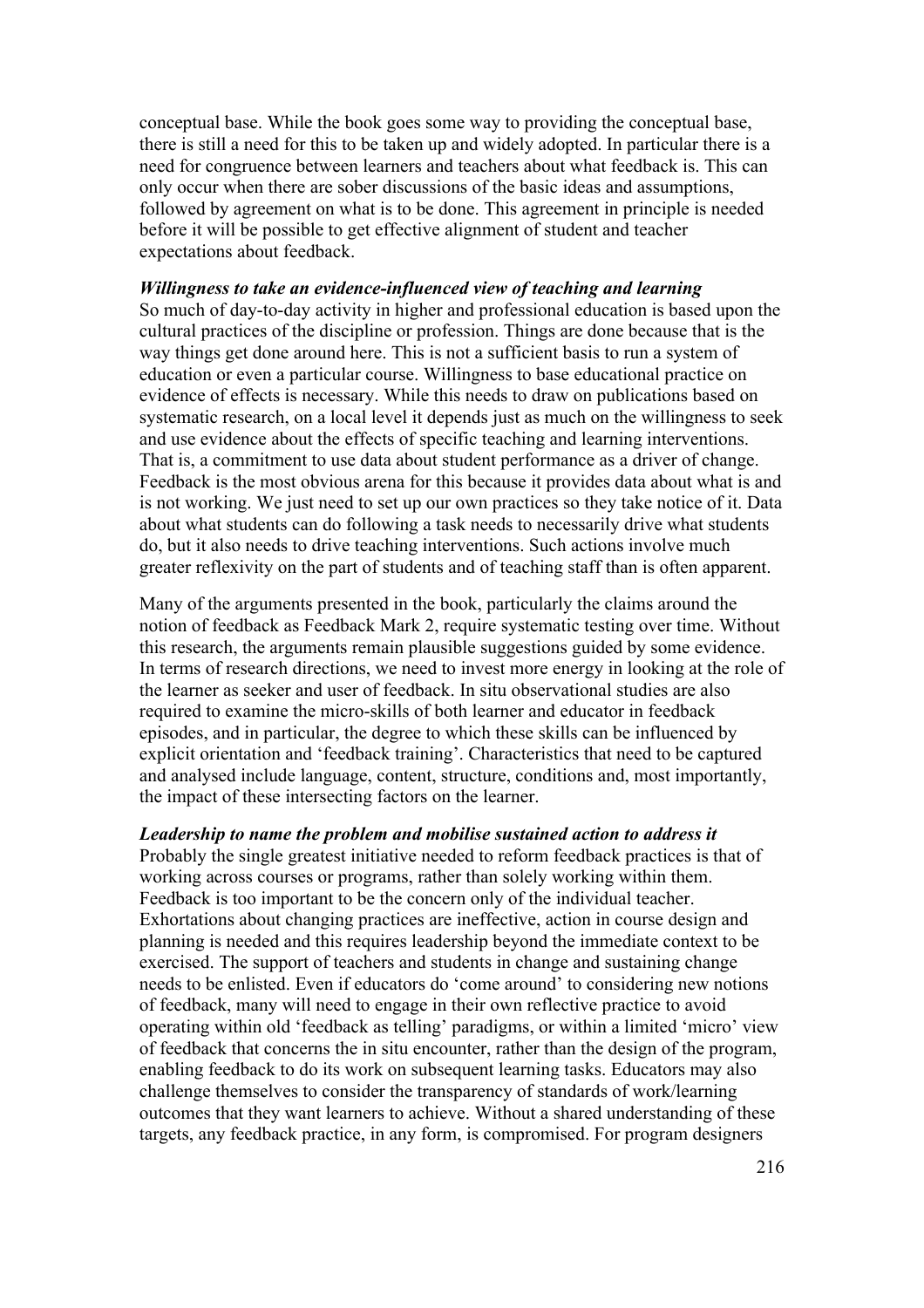conceptual base. While the book goes some way to providing the conceptual base, there is still a need for this to be taken up and widely adopted. In particular there is a need for congruence between learners and teachers about what feedback is. This can only occur when there are sober discussions of the basic ideas and assumptions, followed by agreement on what is to be done. This agreement in principle is needed before it will be possible to get effective alignment of student and teacher expectations about feedback.

***Willingness to take an evidence-influenced view of teaching and learning***

So much of day-to-day activity in higher and professional education is based upon the cultural practices of the discipline or profession. Things are done because that is the way things get done around here. This is not a sufficient basis to run a system of education or even a particular course. Willingness to base educational practice on evidence of effects is necessary. While this needs to draw on publications based on systematic research, on a local level it depends just as much on the willingness to seek and use evidence about the effects of specific teaching and learning interventions. That is, a commitment to use data about student performance as a driver of change. Feedback is the most obvious arena for this because it provides data about what is and is not working. We just need to set up our own practices so they take notice of it. Data about what students can do following a task needs to necessarily drive what students do, but it also needs to drive teaching interventions. Such actions involve much greater reflexivity on the part of students and of teaching staff than is often apparent.

Many of the arguments presented in the book, particularly the claims around the notion of feedback as Feedback Mark 2, require systematic testing over time. Without this research, the arguments remain plausible suggestions guided by some evidence. In terms of research directions, we need to invest more energy in looking at the role of the learner as seeker and user of feedback. In situ observational studies are also required to examine the micro-skills of both learner and educator in feedback episodes, and in particular, the degree to which these skills can be influenced by explicit orientation and 'feedback training'. Characteristics that need to be captured and analysed include language, content, structure, conditions and, most importantly, the impact of these intersecting factors on the learner.

***Leadership to name the problem and mobilise sustained action to address it***

Probably the single greatest initiative needed to reform feedback practices is that of working across courses or programs, rather than solely working within them. Feedback is too important to be the concern only of the individual teacher. Exhortations about changing practices are ineffective, action in course design and planning is needed and this requires leadership beyond the immediate context to be exercised. The support of teachers and students in change and sustaining change needs to be enlisted. Even if educators do 'come around' to considering new notions of feedback, many will need to engage in their own reflective practice to avoid operating within old 'feedback as telling' paradigms, or within a limited 'micro' view of feedback that concerns the in situ encounter, rather than the design of the program, enabling feedback to do its work on subsequent learning tasks. Educators may also challenge themselves to consider the transparency of standards of work/learning outcomes that they want learners to achieve. Without a shared understanding of these targets, any feedback practice, in any form, is compromised. For program designers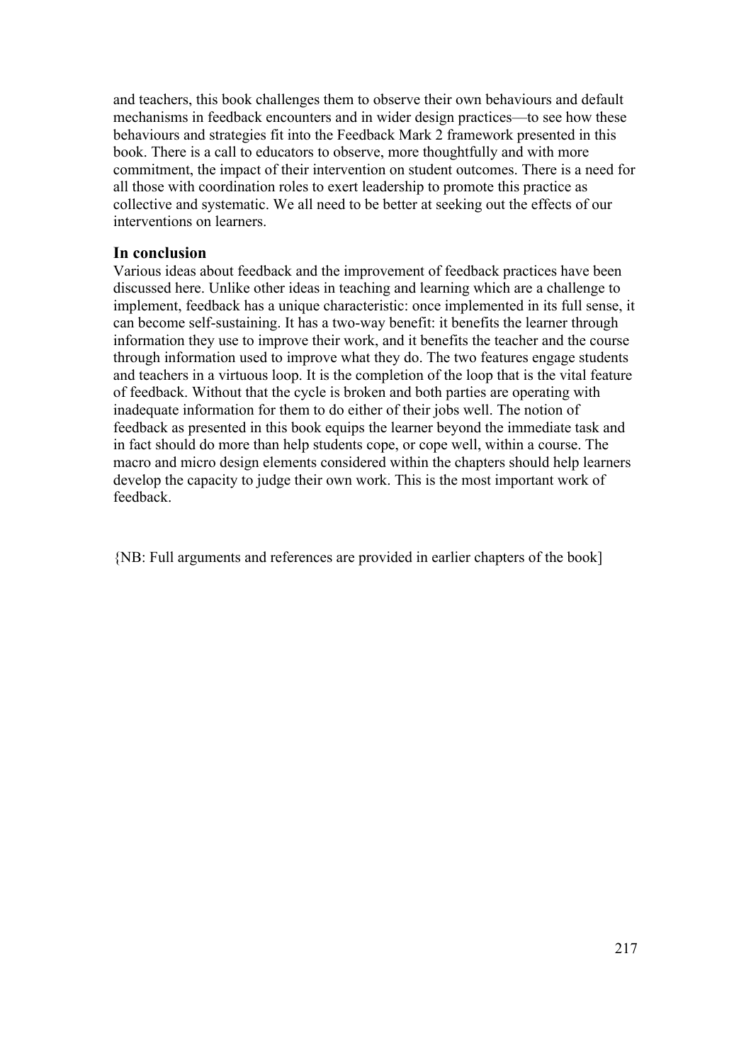and teachers, this book challenges them to observe their own behaviours and default mechanisms in feedback encounters and in wider design practices—to see how these behaviours and strategies fit into the Feedback Mark 2 framework presented in this book. There is a call to educators to observe, more thoughtfully and with more commitment, the impact of their intervention on student outcomes. There is a need for all those with coordination roles to exert leadership to promote this practice as collective and systematic. We all need to be better at seeking out the effects of our interventions on learners.

## In conclusion

Various ideas about feedback and the improvement of feedback practices have been discussed here. Unlike other ideas in teaching and learning which are a challenge to implement, feedback has a unique characteristic: once implemented in its full sense, it can become self-sustaining. It has a two-way benefit: it benefits the learner through information they use to improve their work, and it benefits the teacher and the course through information used to improve what they do. The two features engage students and teachers in a virtuous loop. It is the completion of the loop that is the vital feature of feedback. Without that the cycle is broken and both parties are operating with inadequate information for them to do either of their jobs well. The notion of feedback as presented in this book equips the learner beyond the immediate task and in fact should do more than help students cope, or cope well, within a course. The macro and micro design elements considered within the chapters should help learners develop the capacity to judge their own work. This is the most important work of feedback.

{NB: Full arguments and references are provided in earlier chapters of the book]